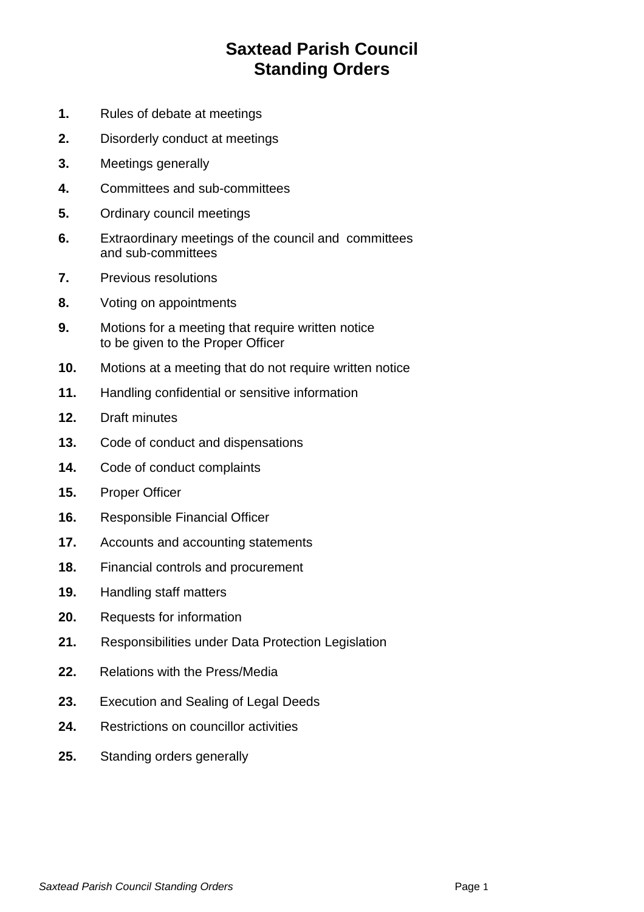# Saxtead Parish Council
# Standing Orders

**1.** Rules of debate at meetings

**2.** Disorderly conduct at meetings

**3.** Meetings generally

**4.** Committees and sub-committees

**5.** Ordinary council meetings

**6.** Extraordinary meetings of the council and committees and sub-committees

**7.** Previous resolutions

**8.** Voting on appointments

**9.** Motions for a meeting that require written notice to be given to the Proper Officer

**10.** Motions at a meeting that do not require written notice

**11.** Handling confidential or sensitive information

**12.** Draft minutes

**13.** Code of conduct and dispensations

**14.** Code of conduct complaints

**15.** Proper Officer

**16.** Responsible Financial Officer

**17.** Accounts and accounting statements

**18.** Financial controls and procurement

**19.** Handling staff matters

**20.** Requests for information

**21.** Responsibilities under Data Protection Legislation

**22.** Relations with the Press/Media

**23.** Execution and Sealing of Legal Deeds

**24.** Restrictions on councillor activities

**25.** Standing orders generally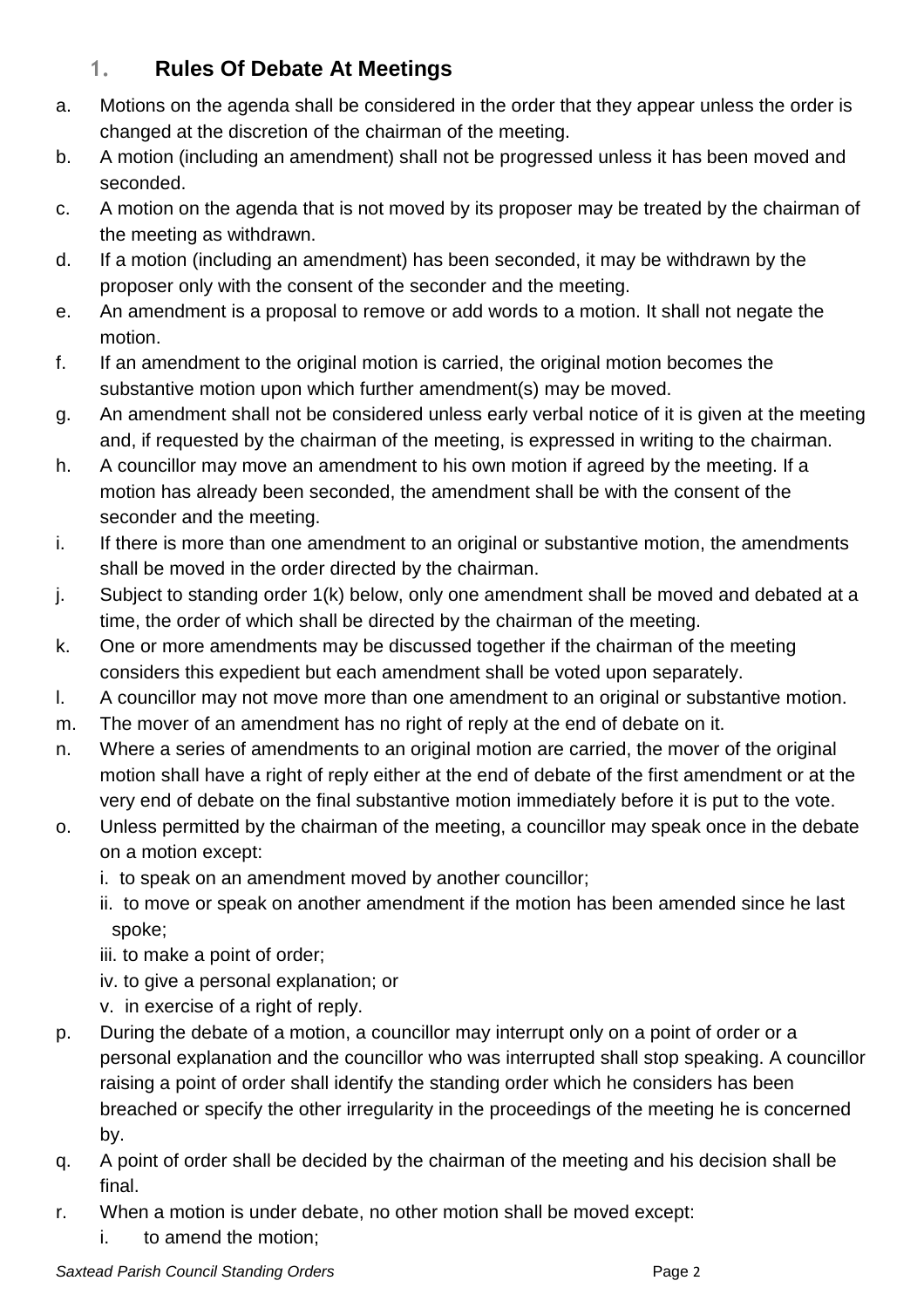## 1. Rules Of Debate At Meetings

a. Motions on the agenda shall be considered in the order that they appear unless the order is changed at the discretion of the chairman of the meeting.

b. A motion (including an amendment) shall not be progressed unless it has been moved and seconded.

c. A motion on the agenda that is not moved by its proposer may be treated by the chairman of the meeting as withdrawn.

d. If a motion (including an amendment) has been seconded, it may be withdrawn by the proposer only with the consent of the seconder and the meeting.

e. An amendment is a proposal to remove or add words to a motion. It shall not negate the motion.

f. If an amendment to the original motion is carried, the original motion becomes the substantive motion upon which further amendment(s) may be moved.

g. An amendment shall not be considered unless early verbal notice of it is given at the meeting and, if requested by the chairman of the meeting, is expressed in writing to the chairman.

h. A councillor may move an amendment to his own motion if agreed by the meeting. If a motion has already been seconded, the amendment shall be with the consent of the seconder and the meeting.

i. If there is more than one amendment to an original or substantive motion, the amendments shall be moved in the order directed by the chairman.

j. Subject to standing order 1(k) below, only one amendment shall be moved and debated at a time, the order of which shall be directed by the chairman of the meeting.

k. One or more amendments may be discussed together if the chairman of the meeting considers this expedient but each amendment shall be voted upon separately.

l. A councillor may not move more than one amendment to an original or substantive motion.

m. The mover of an amendment has no right of reply at the end of debate on it.

n. Where a series of amendments to an original motion are carried, the mover of the original motion shall have a right of reply either at the end of debate of the first amendment or at the very end of debate on the final substantive motion immediately before it is put to the vote.

o. Unless permitted by the chairman of the meeting, a councillor may speak once in the debate on a motion except:
   i. to speak on an amendment moved by another councillor;
   ii. to move or speak on another amendment if the motion has been amended since he last spoke;
   iii. to make a point of order;
   iv. to give a personal explanation; or
   v. in exercise of a right of reply.

p. During the debate of a motion, a councillor may interrupt only on a point of order or a personal explanation and the councillor who was interrupted shall stop speaking. A councillor raising a point of order shall identify the standing order which he considers has been breached or specify the other irregularity in the proceedings of the meeting he is concerned by.

q. A point of order shall be decided by the chairman of the meeting and his decision shall be final.

r. When a motion is under debate, no other motion shall be moved except:
   i. to amend the motion;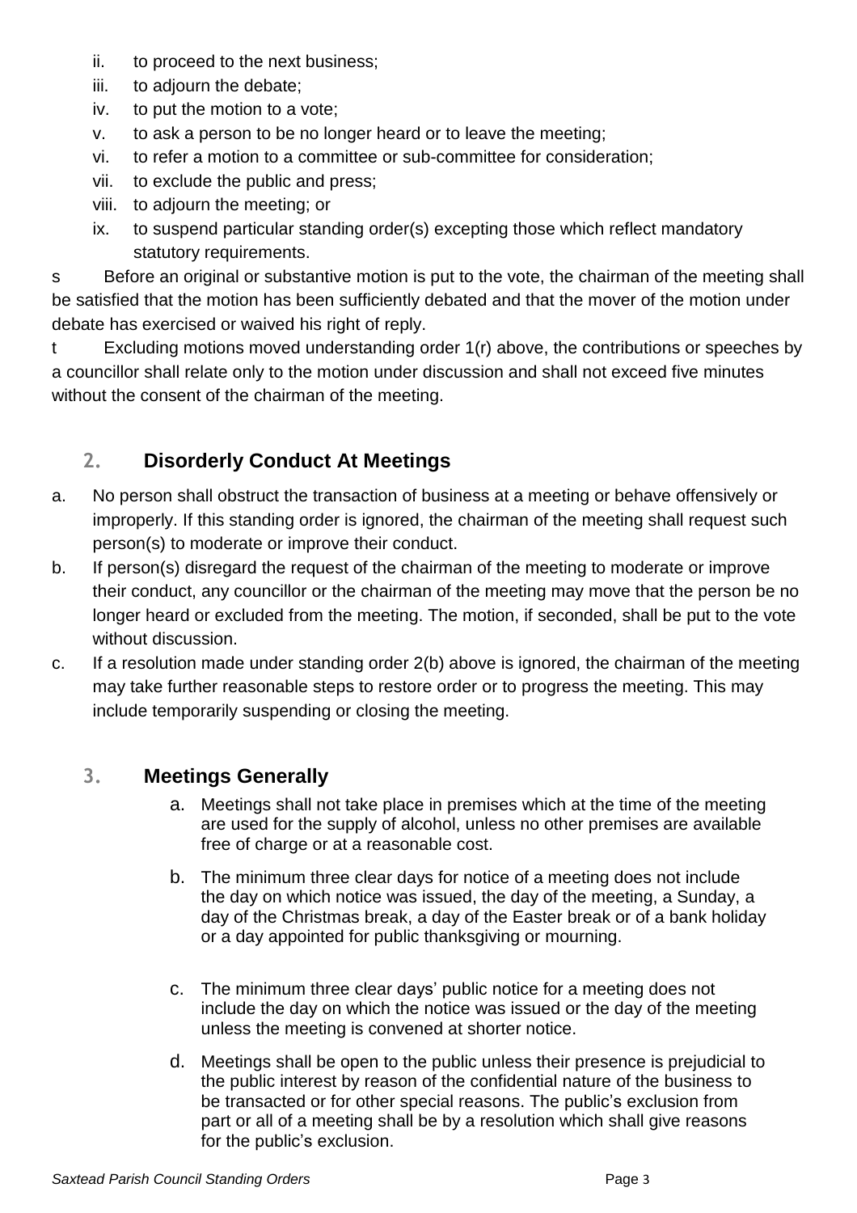ii. to proceed to the next business;
iii. to adjourn the debate;
iv. to put the motion to a vote;
v. to ask a person to be no longer heard or to leave the meeting;
vi. to refer a motion to a committee or sub-committee for consideration;
vii. to exclude the public and press;
viii. to adjourn the meeting; or
ix. to suspend particular standing order(s) excepting those which reflect mandatory statutory requirements.

s Before an original or substantive motion is put to the vote, the chairman of the meeting shall be satisfied that the motion has been sufficiently debated and that the mover of the motion under debate has exercised or waived his right of reply.

t Excluding motions moved understanding order 1(r) above, the contributions or speeches by a councillor shall relate only to the motion under discussion and shall not exceed five minutes without the consent of the chairman of the meeting.

## 2. Disorderly Conduct At Meetings

a. No person shall obstruct the transaction of business at a meeting or behave offensively or improperly. If this standing order is ignored, the chairman of the meeting shall request such person(s) to moderate or improve their conduct.

b. If person(s) disregard the request of the chairman of the meeting to moderate or improve their conduct, any councillor or the chairman of the meeting may move that the person be no longer heard or excluded from the meeting. The motion, if seconded, shall be put to the vote without discussion.

c. If a resolution made under standing order 2(b) above is ignored, the chairman of the meeting may take further reasonable steps to restore order or to progress the meeting. This may include temporarily suspending or closing the meeting.

## 3. Meetings Generally

a. Meetings shall not take place in premises which at the time of the meeting are used for the supply of alcohol, unless no other premises are available free of charge or at a reasonable cost.

b. The minimum three clear days for notice of a meeting does not include the day on which notice was issued, the day of the meeting, a Sunday, a day of the Christmas break, a day of the Easter break or of a bank holiday or a day appointed for public thanksgiving or mourning.

c. The minimum three clear days' public notice for a meeting does not include the day on which the notice was issued or the day of the meeting unless the meeting is convened at shorter notice.

d. Meetings shall be open to the public unless their presence is prejudicial to the public interest by reason of the confidential nature of the business to be transacted or for other special reasons. The public's exclusion from part or all of a meeting shall be by a resolution which shall give reasons for the public's exclusion.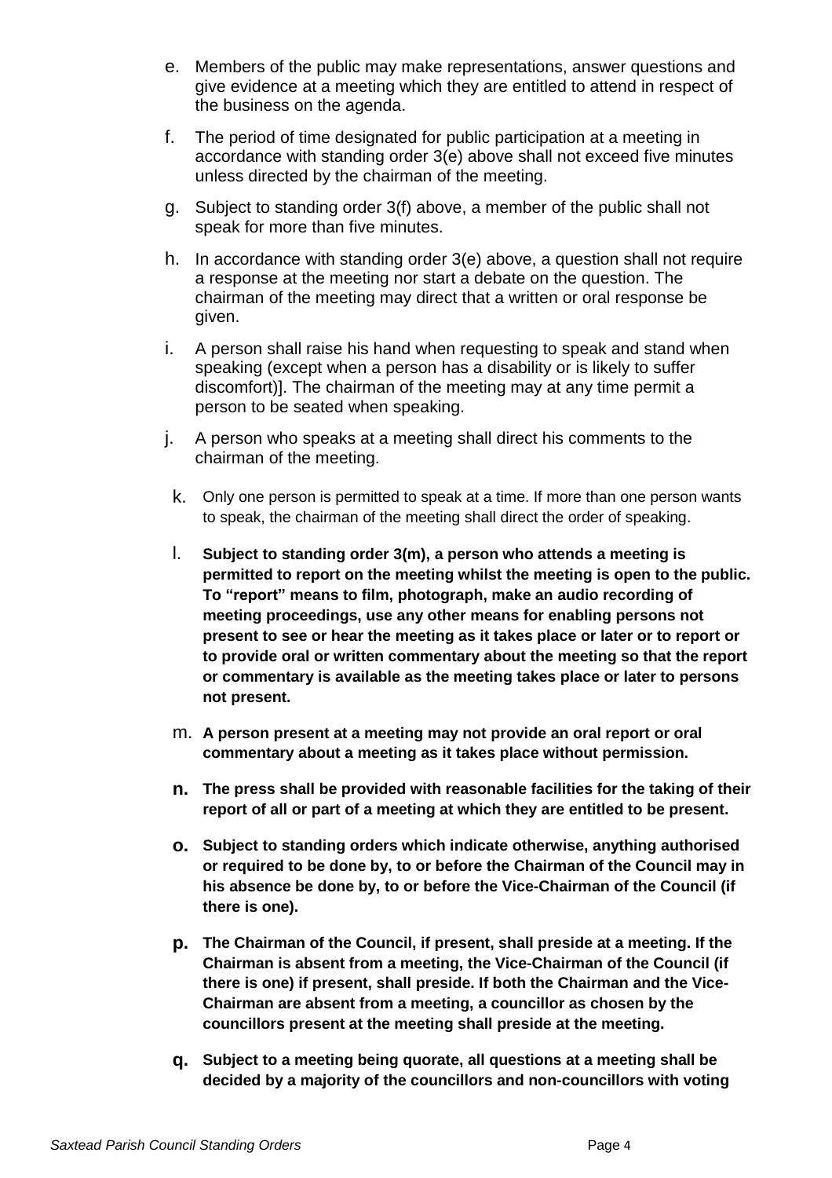e. Members of the public may make representations, answer questions and give evidence at a meeting which they are entitled to attend in respect of the business on the agenda.

f. The period of time designated for public participation at a meeting in accordance with standing order 3(e) above shall not exceed five minutes unless directed by the chairman of the meeting.

g. Subject to standing order 3(f) above, a member of the public shall not speak for more than five minutes.

h. In accordance with standing order 3(e) above, a question shall not require a response at the meeting nor start a debate on the question. The chairman of the meeting may direct that a written or oral response be given.

i. A person shall raise his hand when requesting to speak and stand when speaking (except when a person has a disability or is likely to suffer discomfort)]. The chairman of the meeting may at any time permit a person to be seated when speaking.

j. A person who speaks at a meeting shall direct his comments to the chairman of the meeting.

k. Only one person is permitted to speak at a time. If more than one person wants to speak, the chairman of the meeting shall direct the order of speaking.

l. **Subject to standing order 3(m), a person who attends a meeting is permitted to report on the meeting whilst the meeting is open to the public. To "report" means to film, photograph, make an audio recording of meeting proceedings, use any other means for enabling persons not present to see or hear the meeting as it takes place or later or to report or to provide oral or written commentary about the meeting so that the report or commentary is available as the meeting takes place or later to persons not present.**

m. **A person present at a meeting may not provide an oral report or oral commentary about a meeting as it takes place without permission.**

n. **The press shall be provided with reasonable facilities for the taking of their report of all or part of a meeting at which they are entitled to be present.**

o. **Subject to standing orders which indicate otherwise, anything authorised or required to be done by, to or before the Chairman of the Council may in his absence be done by, to or before the Vice-Chairman of the Council (if there is one).**

p. **The Chairman of the Council, if present, shall preside at a meeting. If the Chairman is absent from a meeting, the Vice-Chairman of the Council (if there is one) if present, shall preside. If both the Chairman and the Vice-Chairman are absent from a meeting, a councillor as chosen by the councillors present at the meeting shall preside at the meeting.**

q. **Subject to a meeting being quorate, all questions at a meeting shall be decided by a majority of the councillors and non-councillors with voting**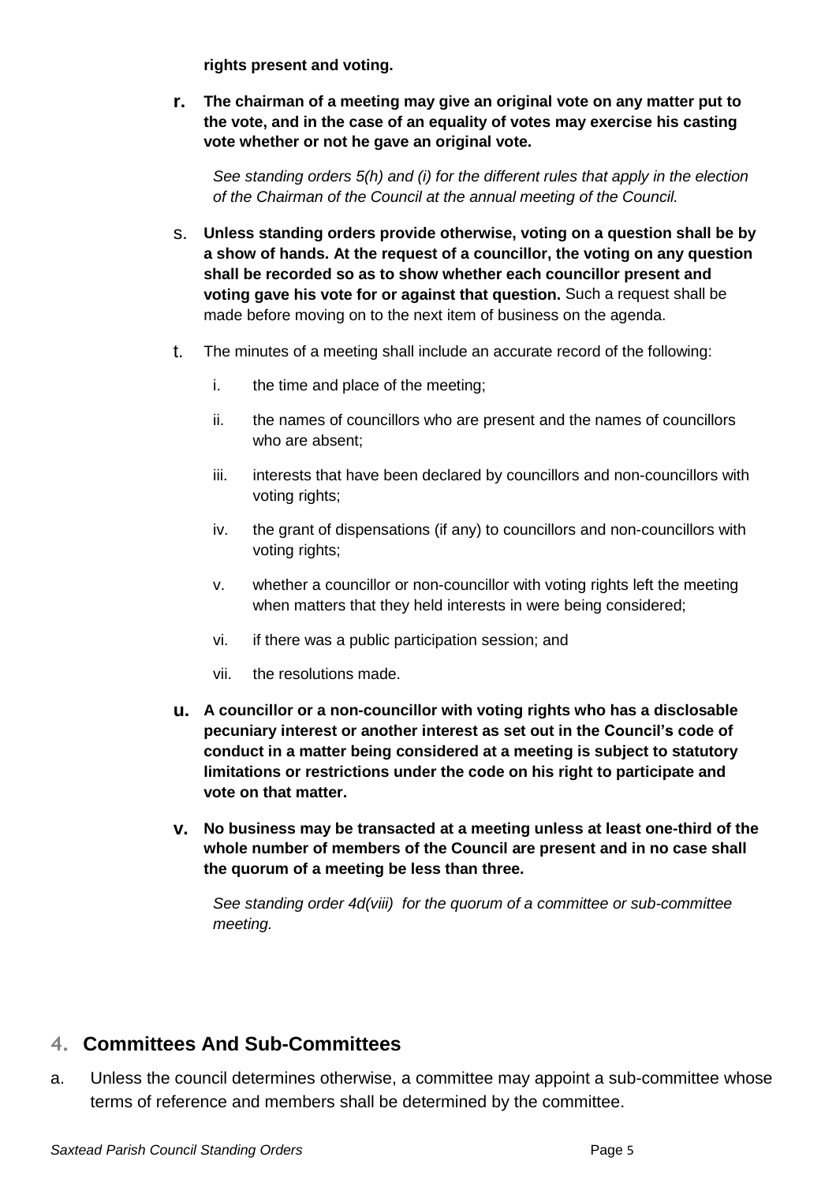**rights present and voting.**

r. **The chairman of a meeting may give an original vote on any matter put to the vote, and in the case of an equality of votes may exercise his casting vote whether or not he gave an original vote.**

   *See standing orders 5(h) and (i) for the different rules that apply in the election of the Chairman of the Council at the annual meeting of the Council.*

s. **Unless standing orders provide otherwise, voting on a question shall be by a show of hands. At the request of a councillor, the voting on any question shall be recorded so as to show whether each councillor present and voting gave his vote for or against that question.** Such a request shall be made before moving on to the next item of business on the agenda.

t. The minutes of a meeting shall include an accurate record of the following:

   i. the time and place of the meeting;

   ii. the names of councillors who are present and the names of councillors who are absent;

   iii. interests that have been declared by councillors and non-councillors with voting rights;

   iv. the grant of dispensations (if any) to councillors and non-councillors with voting rights;

   v. whether a councillor or non-councillor with voting rights left the meeting when matters that they held interests in were being considered;

   vi. if there was a public participation session; and

   vii. the resolutions made.

u. **A councillor or a non-councillor with voting rights who has a disclosable pecuniary interest or another interest as set out in the Council's code of conduct in a matter being considered at a meeting is subject to statutory limitations or restrictions under the code on his right to participate and vote on that matter.**

v. **No business may be transacted at a meeting unless at least one-third of the whole number of members of the Council are present and in no case shall the quorum of a meeting be less than three.**

   *See standing order 4d(viii) for the quorum of a committee or sub-committee meeting.*

## 4. Committees And Sub-Committees

a. Unless the council determines otherwise, a committee may appoint a sub-committee whose terms of reference and members shall be determined by the committee.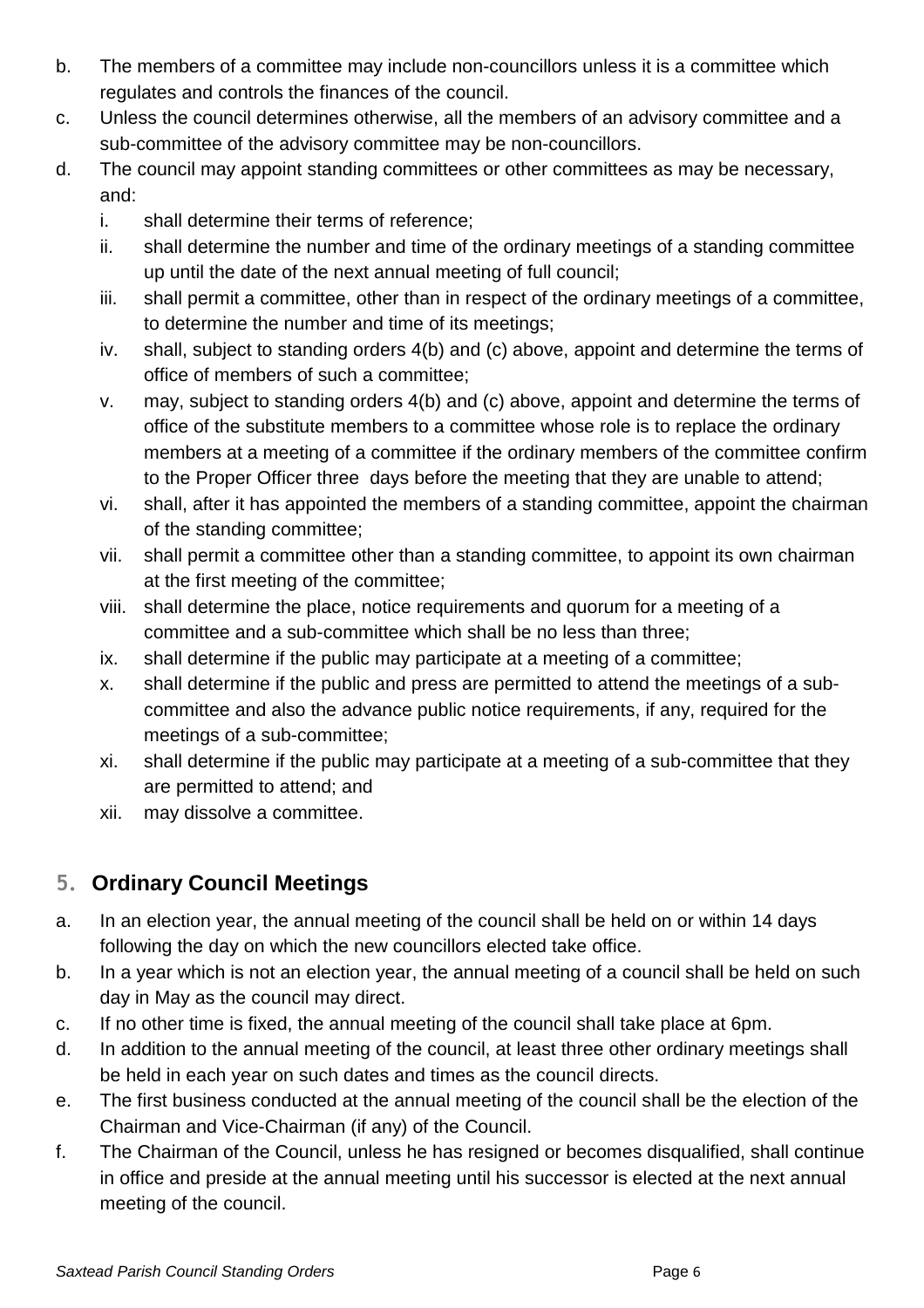b. The members of a committee may include non-councillors unless it is a committee which regulates and controls the finances of the council.

c. Unless the council determines otherwise, all the members of an advisory committee and a sub-committee of the advisory committee may be non-councillors.

d. The council may appoint standing committees or other committees as may be necessary, and:

   i. shall determine their terms of reference;
   ii. shall determine the number and time of the ordinary meetings of a standing committee up until the date of the next annual meeting of full council;
   iii. shall permit a committee, other than in respect of the ordinary meetings of a committee, to determine the number and time of its meetings;
   iv. shall, subject to standing orders 4(b) and (c) above, appoint and determine the terms of office of members of such a committee;
   v. may, subject to standing orders 4(b) and (c) above, appoint and determine the terms of office of the substitute members to a committee whose role is to replace the ordinary members at a meeting of a committee if the ordinary members of the committee confirm to the Proper Officer three days before the meeting that they are unable to attend;
   vi. shall, after it has appointed the members of a standing committee, appoint the chairman of the standing committee;
   vii. shall permit a committee other than a standing committee, to appoint its own chairman at the first meeting of the committee;
   viii. shall determine the place, notice requirements and quorum for a meeting of a committee and a sub-committee which shall be no less than three;
   ix. shall determine if the public may participate at a meeting of a committee;
   x. shall determine if the public and press are permitted to attend the meetings of a sub-committee and also the advance public notice requirements, if any, required for the meetings of a sub-committee;
   xi. shall determine if the public may participate at a meeting of a sub-committee that they are permitted to attend; and
   xii. may dissolve a committee.

## 5. Ordinary Council Meetings

a. In an election year, the annual meeting of the council shall be held on or within 14 days following the day on which the new councillors elected take office.

b. In a year which is not an election year, the annual meeting of a council shall be held on such day in May as the council may direct.

c. If no other time is fixed, the annual meeting of the council shall take place at 6pm.

d. In addition to the annual meeting of the council, at least three other ordinary meetings shall be held in each year on such dates and times as the council directs.

e. The first business conducted at the annual meeting of the council shall be the election of the Chairman and Vice-Chairman (if any) of the Council.

f. The Chairman of the Council, unless he has resigned or becomes disqualified, shall continue in office and preside at the annual meeting until his successor is elected at the next annual meeting of the council.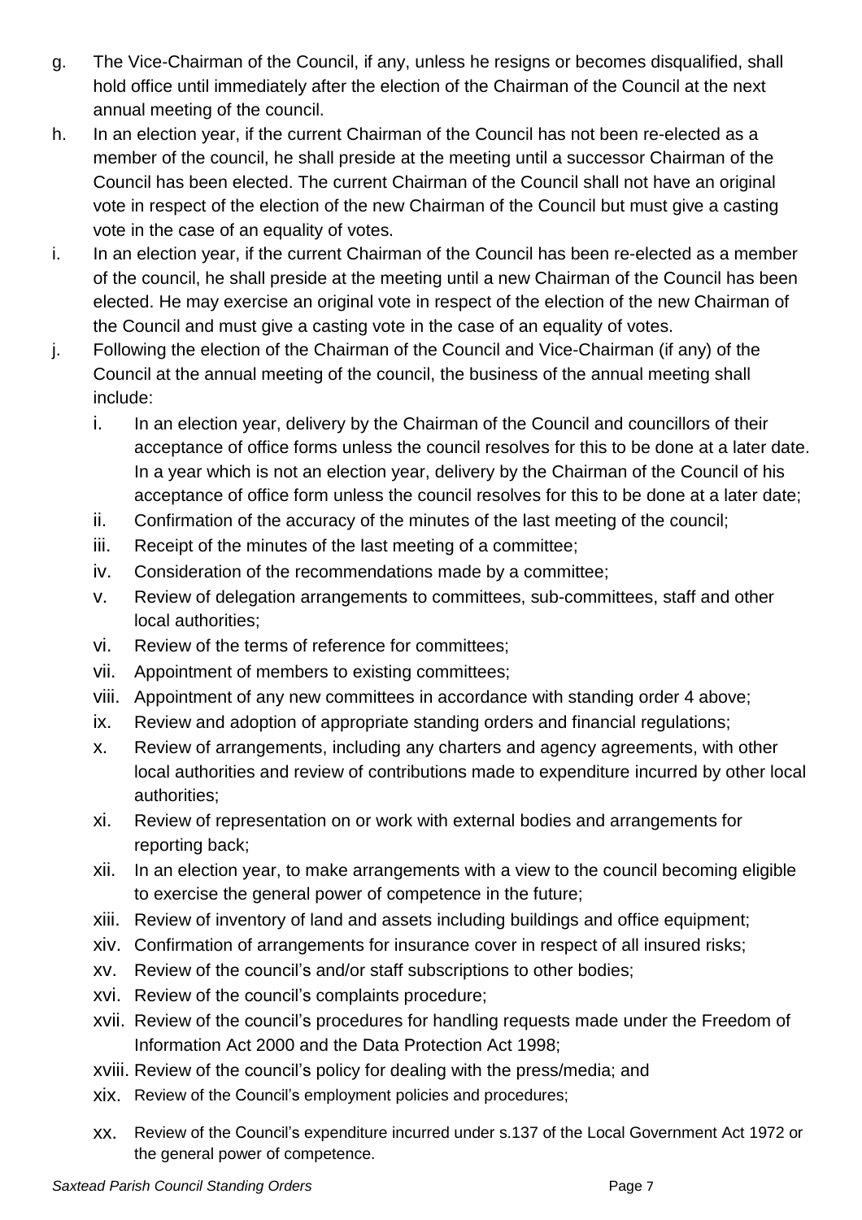g. The Vice-Chairman of the Council, if any, unless he resigns or becomes disqualified, shall hold office until immediately after the election of the Chairman of the Council at the next annual meeting of the council.

h. In an election year, if the current Chairman of the Council has not been re-elected as a member of the council, he shall preside at the meeting until a successor Chairman of the Council has been elected. The current Chairman of the Council shall not have an original vote in respect of the election of the new Chairman of the Council but must give a casting vote in the case of an equality of votes.

i. In an election year, if the current Chairman of the Council has been re-elected as a member of the council, he shall preside at the meeting until a new Chairman of the Council has been elected. He may exercise an original vote in respect of the election of the new Chairman of the Council and must give a casting vote in the case of an equality of votes.

j. Following the election of the Chairman of the Council and Vice-Chairman (if any) of the Council at the annual meeting of the council, the business of the annual meeting shall include:

   i. In an election year, delivery by the Chairman of the Council and councillors of their acceptance of office forms unless the council resolves for this to be done at a later date. In a year which is not an election year, delivery by the Chairman of the Council of his acceptance of office form unless the council resolves for this to be done at a later date;
   ii. Confirmation of the accuracy of the minutes of the last meeting of the council;
   iii. Receipt of the minutes of the last meeting of a committee;
   iv. Consideration of the recommendations made by a committee;
   v. Review of delegation arrangements to committees, sub-committees, staff and other local authorities;
   vi. Review of the terms of reference for committees;
   vii. Appointment of members to existing committees;
   viii. Appointment of any new committees in accordance with standing order 4 above;
   ix. Review and adoption of appropriate standing orders and financial regulations;
   x. Review of arrangements, including any charters and agency agreements, with other local authorities and review of contributions made to expenditure incurred by other local authorities;
   xi. Review of representation on or work with external bodies and arrangements for reporting back;
   xii. In an election year, to make arrangements with a view to the council becoming eligible to exercise the general power of competence in the future;
   xiii. Review of inventory of land and assets including buildings and office equipment;
   xiv. Confirmation of arrangements for insurance cover in respect of all insured risks;
   xv. Review of the council's and/or staff subscriptions to other bodies;
   xvi. Review of the council's complaints procedure;
   xvii. Review of the council's procedures for handling requests made under the Freedom of Information Act 2000 and the Data Protection Act 1998;
   xviii. Review of the council's policy for dealing with the press/media; and
   xix. Review of the Council's employment policies and procedures;
   xx. Review of the Council's expenditure incurred under s.137 of the Local Government Act 1972 or the general power of competence.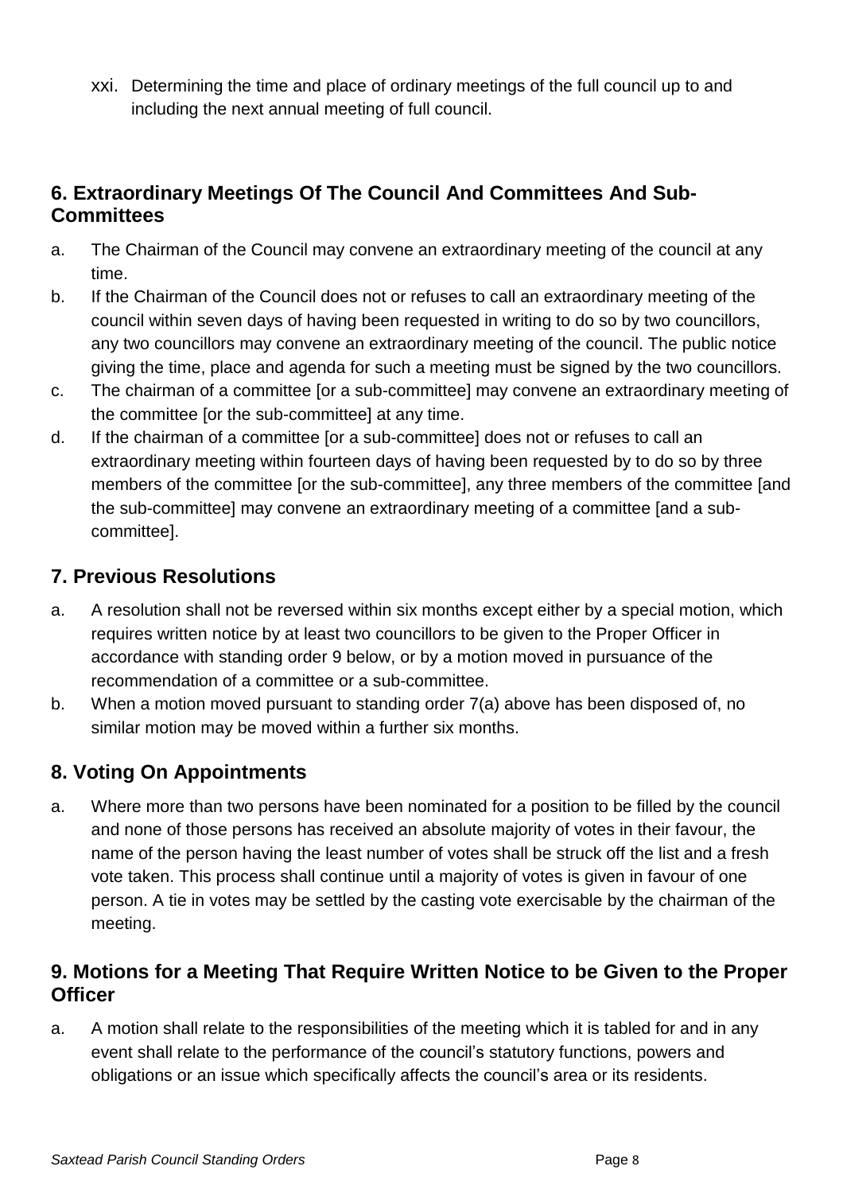xxi. Determining the time and place of ordinary meetings of the full council up to and including the next annual meeting of full council.

## 6. Extraordinary Meetings Of The Council And Committees And Sub-Committees

a. The Chairman of the Council may convene an extraordinary meeting of the council at any time.

b. If the Chairman of the Council does not or refuses to call an extraordinary meeting of the council within seven days of having been requested in writing to do so by two councillors, any two councillors may convene an extraordinary meeting of the council. The public notice giving the time, place and agenda for such a meeting must be signed by the two councillors.

c. The chairman of a committee [or a sub-committee] may convene an extraordinary meeting of the committee [or the sub-committee] at any time.

d. If the chairman of a committee [or a sub-committee] does not or refuses to call an extraordinary meeting within fourteen days of having been requested by to do so by three members of the committee [or the sub-committee], any three members of the committee [and the sub-committee] may convene an extraordinary meeting of a committee [and a sub-committee].

## 7. Previous Resolutions

a. A resolution shall not be reversed within six months except either by a special motion, which requires written notice by at least two councillors to be given to the Proper Officer in accordance with standing order 9 below, or by a motion moved in pursuance of the recommendation of a committee or a sub-committee.

b. When a motion moved pursuant to standing order 7(a) above has been disposed of, no similar motion may be moved within a further six months.

## 8. Voting On Appointments

a. Where more than two persons have been nominated for a position to be filled by the council and none of those persons has received an absolute majority of votes in their favour, the name of the person having the least number of votes shall be struck off the list and a fresh vote taken. This process shall continue until a majority of votes is given in favour of one person. A tie in votes may be settled by the casting vote exercisable by the chairman of the meeting.

## 9. Motions for a Meeting That Require Written Notice to be Given to the Proper Officer

a. A motion shall relate to the responsibilities of the meeting which it is tabled for and in any event shall relate to the performance of the council's statutory functions, powers and obligations or an issue which specifically affects the council's area or its residents.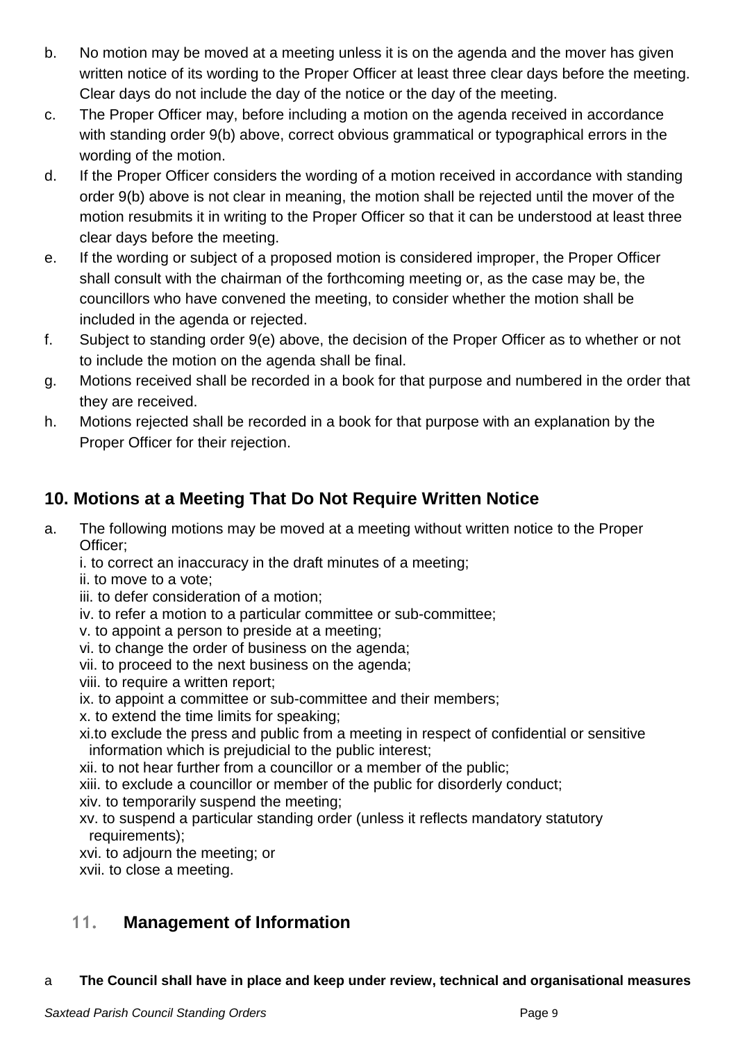b. No motion may be moved at a meeting unless it is on the agenda and the mover has given written notice of its wording to the Proper Officer at least three clear days before the meeting. Clear days do not include the day of the notice or the day of the meeting.

c. The Proper Officer may, before including a motion on the agenda received in accordance with standing order 9(b) above, correct obvious grammatical or typographical errors in the wording of the motion.

d. If the Proper Officer considers the wording of a motion received in accordance with standing order 9(b) above is not clear in meaning, the motion shall be rejected until the mover of the motion resubmits it in writing to the Proper Officer so that it can be understood at least three clear days before the meeting.

e. If the wording or subject of a proposed motion is considered improper, the Proper Officer shall consult with the chairman of the forthcoming meeting or, as the case may be, the councillors who have convened the meeting, to consider whether the motion shall be included in the agenda or rejected.

f. Subject to standing order 9(e) above, the decision of the Proper Officer as to whether or not to include the motion on the agenda shall be final.

g. Motions received shall be recorded in a book for that purpose and numbered in the order that they are received.

h. Motions rejected shall be recorded in a book for that purpose with an explanation by the Proper Officer for their rejection.

## 10. Motions at a Meeting That Do Not Require Written Notice

a. The following motions may be moved at a meeting without written notice to the Proper Officer;
   i. to correct an inaccuracy in the draft minutes of a meeting;
   ii. to move to a vote;
   iii. to defer consideration of a motion;
   iv. to refer a motion to a particular committee or sub-committee;
   v. to appoint a person to preside at a meeting;
   vi. to change the order of business on the agenda;
   vii. to proceed to the next business on the agenda;
   viii. to require a written report;
   ix. to appoint a committee or sub-committee and their members;
   x. to extend the time limits for speaking;
   xi. to exclude the press and public from a meeting in respect of confidential or sensitive information which is prejudicial to the public interest;
   xii. to not hear further from a councillor or a member of the public;
   xiii. to exclude a councillor or member of the public for disorderly conduct;
   xiv. to temporarily suspend the meeting;
   xv. to suspend a particular standing order (unless it reflects mandatory statutory requirements);
   xvi. to adjourn the meeting; or
   xvii. to close a meeting.

## 11. Management of Information

a **The Council shall have in place and keep under review, technical and organisational measures**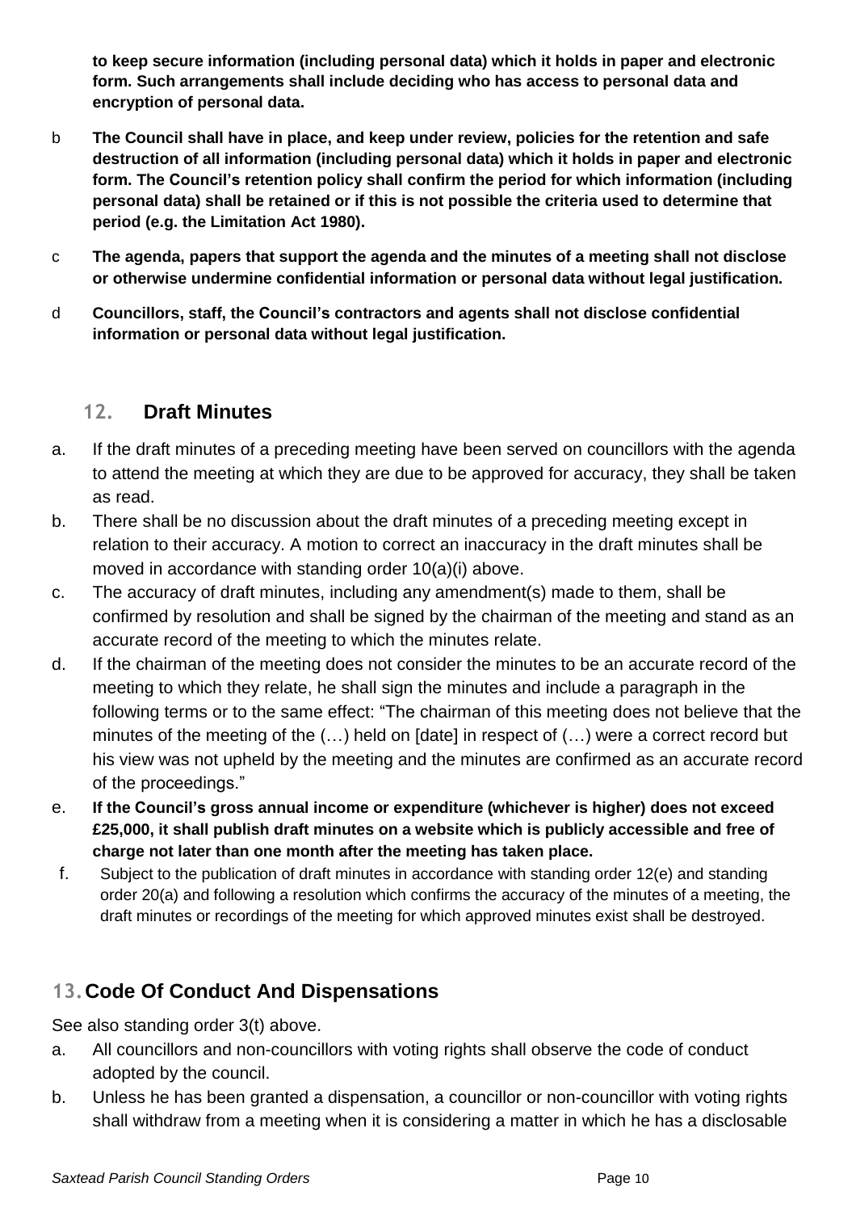**to keep secure information (including personal data) which it holds in paper and electronic form. Such arrangements shall include deciding who has access to personal data and encryption of personal data.**

b **The Council shall have in place, and keep under review, policies for the retention and safe destruction of all information (including personal data) which it holds in paper and electronic form. The Council's retention policy shall confirm the period for which information (including personal data) shall be retained or if this is not possible the criteria used to determine that period (e.g. the Limitation Act 1980).**

c **The agenda, papers that support the agenda and the minutes of a meeting shall not disclose or otherwise undermine confidential information or personal data without legal justification.**

d **Councillors, staff, the Council's contractors and agents shall not disclose confidential information or personal data without legal justification.**

## 12. Draft Minutes

a. If the draft minutes of a preceding meeting have been served on councillors with the agenda to attend the meeting at which they are due to be approved for accuracy, they shall be taken as read.

b. There shall be no discussion about the draft minutes of a preceding meeting except in relation to their accuracy. A motion to correct an inaccuracy in the draft minutes shall be moved in accordance with standing order 10(a)(i) above.

c. The accuracy of draft minutes, including any amendment(s) made to them, shall be confirmed by resolution and shall be signed by the chairman of the meeting and stand as an accurate record of the meeting to which the minutes relate.

d. If the chairman of the meeting does not consider the minutes to be an accurate record of the meeting to which they relate, he shall sign the minutes and include a paragraph in the following terms or to the same effect: "The chairman of this meeting does not believe that the minutes of the meeting of the (…) held on [date] in respect of (…) were a correct record but his view was not upheld by the meeting and the minutes are confirmed as an accurate record of the proceedings."

e. **If the Council's gross annual income or expenditure (whichever is higher) does not exceed £25,000, it shall publish draft minutes on a website which is publicly accessible and free of charge not later than one month after the meeting has taken place.**

f. Subject to the publication of draft minutes in accordance with standing order 12(e) and standing order 20(a) and following a resolution which confirms the accuracy of the minutes of a meeting, the draft minutes or recordings of the meeting for which approved minutes exist shall be destroyed.

## 13. Code Of Conduct And Dispensations

See also standing order 3(t) above.

a. All councillors and non-councillors with voting rights shall observe the code of conduct adopted by the council.

b. Unless he has been granted a dispensation, a councillor or non-councillor with voting rights shall withdraw from a meeting when it is considering a matter in which he has a disclosable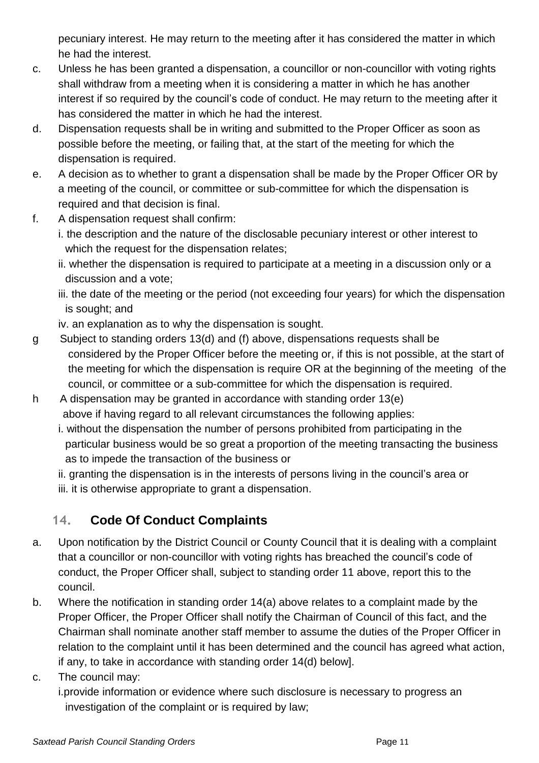pecuniary interest. He may return to the meeting after it has considered the matter in which he had the interest.

c. Unless he has been granted a dispensation, a councillor or non-councillor with voting rights shall withdraw from a meeting when it is considering a matter in which he has another interest if so required by the council's code of conduct. He may return to the meeting after it has considered the matter in which he had the interest.

d. Dispensation requests shall be in writing and submitted to the Proper Officer as soon as possible before the meeting, or failing that, at the start of the meeting for which the dispensation is required.

e. A decision as to whether to grant a dispensation shall be made by the Proper Officer OR by a meeting of the council, or committee or sub-committee for which the dispensation is required and that decision is final.

f. A dispensation request shall confirm:
   i. the description and the nature of the disclosable pecuniary interest or other interest to which the request for the dispensation relates;
   ii. whether the dispensation is required to participate at a meeting in a discussion only or a discussion and a vote;
   iii. the date of the meeting or the period (not exceeding four years) for which the dispensation is sought; and
   iv. an explanation as to why the dispensation is sought.

g Subject to standing orders 13(d) and (f) above, dispensations requests shall be considered by the Proper Officer before the meeting or, if this is not possible, at the start of the meeting for which the dispensation is require OR at the beginning of the meeting of the council, or committee or a sub-committee for which the dispensation is required.

h A dispensation may be granted in accordance with standing order 13(e) above if having regard to all relevant circumstances the following applies:
   i. without the dispensation the number of persons prohibited from participating in the particular business would be so great a proportion of the meeting transacting the business as to impede the transaction of the business or
   ii. granting the dispensation is in the interests of persons living in the council's area or
   iii. it is otherwise appropriate to grant a dispensation.

## 14. Code Of Conduct Complaints

a. Upon notification by the District Council or County Council that it is dealing with a complaint that a councillor or non-councillor with voting rights has breached the council's code of conduct, the Proper Officer shall, subject to standing order 11 above, report this to the council.

b. Where the notification in standing order 14(a) above relates to a complaint made by the Proper Officer, the Proper Officer shall notify the Chairman of Council of this fact, and the Chairman shall nominate another staff member to assume the duties of the Proper Officer in relation to the complaint until it has been determined and the council has agreed what action, if any, to take in accordance with standing order 14(d) below].

c. The council may:
   i.provide information or evidence where such disclosure is necessary to progress an investigation of the complaint or is required by law;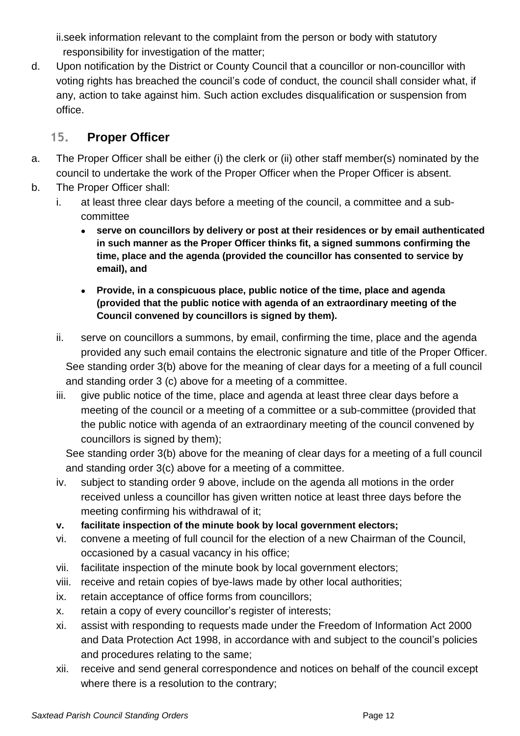ii. seek information relevant to the complaint from the person or body with statutory responsibility for investigation of the matter;

d. Upon notification by the District or County Council that a councillor or non-councillor with voting rights has breached the council's code of conduct, the council shall consider what, if any, action to take against him. Such action excludes disqualification or suspension from office.

## 15. Proper Officer

a. The Proper Officer shall be either (i) the clerk or (ii) other staff member(s) nominated by the council to undertake the work of the Proper Officer when the Proper Officer is absent.

b. The Proper Officer shall:

   i. at least three clear days before a meeting of the council, a committee and a sub-committee

      - **serve on councillors by delivery or post at their residences or by email authenticated in such manner as the Proper Officer thinks fit, a signed summons confirming the time, place and the agenda (provided the councillor has consented to service by email), and**
      - **Provide, in a conspicuous place, public notice of the time, place and agenda (provided that the public notice with agenda of an extraordinary meeting of the Council convened by councillors is signed by them).**

   ii. serve on councillors a summons, by email, confirming the time, place and the agenda provided any such email contains the electronic signature and title of the Proper Officer.
   See standing order 3(b) above for the meaning of clear days for a meeting of a full council and standing order 3 (c) above for a meeting of a committee.

   iii. give public notice of the time, place and agenda at least three clear days before a meeting of the council or a meeting of a committee or a sub-committee (provided that the public notice with agenda of an extraordinary meeting of the council convened by councillors is signed by them);
   See standing order 3(b) above for the meaning of clear days for a meeting of a full council and standing order 3(c) above for a meeting of a committee.

   iv. subject to standing order 9 above, include on the agenda all motions in the order received unless a councillor has given written notice at least three days before the meeting confirming his withdrawal of it;

   **v. facilitate inspection of the minute book by local government electors;**

   vi. convene a meeting of full council for the election of a new Chairman of the Council, occasioned by a casual vacancy in his office;

   vii. facilitate inspection of the minute book by local government electors;

   viii. receive and retain copies of bye-laws made by other local authorities;

   ix. retain acceptance of office forms from councillors;

   x. retain a copy of every councillor's register of interests;

   xi. assist with responding to requests made under the Freedom of Information Act 2000 and Data Protection Act 1998, in accordance with and subject to the council's policies and procedures relating to the same;

   xii. receive and send general correspondence and notices on behalf of the council except where there is a resolution to the contrary;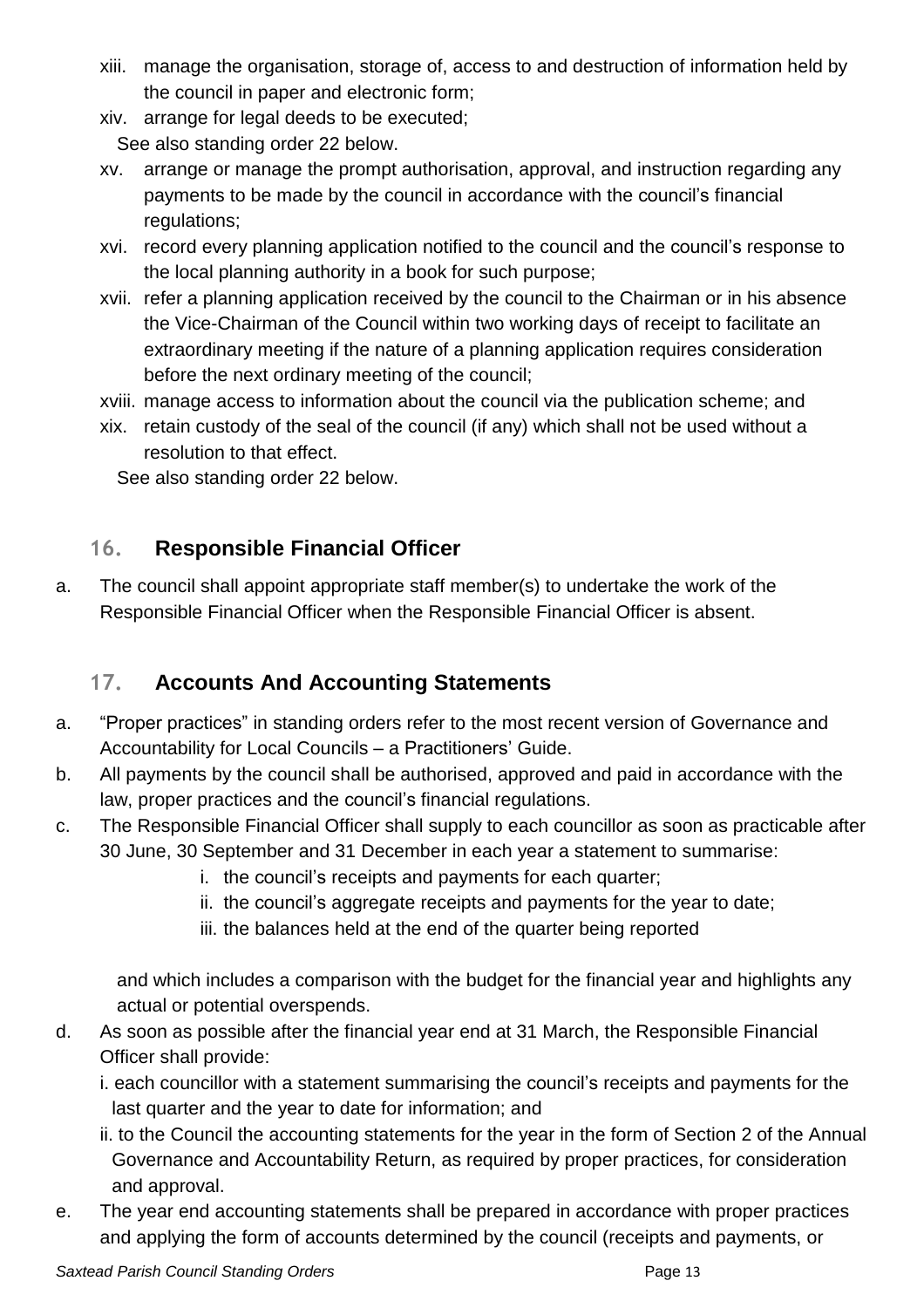xiii. manage the organisation, storage of, access to and destruction of information held by the council in paper and electronic form;

xiv. arrange for legal deeds to be executed;
See also standing order 22 below.

xv. arrange or manage the prompt authorisation, approval, and instruction regarding any payments to be made by the council in accordance with the council's financial regulations;

xvi. record every planning application notified to the council and the council's response to the local planning authority in a book for such purpose;

xvii. refer a planning application received by the council to the Chairman or in his absence the Vice-Chairman of the Council within two working days of receipt to facilitate an extraordinary meeting if the nature of a planning application requires consideration before the next ordinary meeting of the council;

xviii. manage access to information about the council via the publication scheme; and

xix. retain custody of the seal of the council (if any) which shall not be used without a resolution to that effect.
See also standing order 22 below.

## 16. Responsible Financial Officer

a. The council shall appoint appropriate staff member(s) to undertake the work of the Responsible Financial Officer when the Responsible Financial Officer is absent.

## 17. Accounts And Accounting Statements

a. "Proper practices" in standing orders refer to the most recent version of Governance and Accountability for Local Councils – a Practitioners' Guide.

b. All payments by the council shall be authorised, approved and paid in accordance with the law, proper practices and the council's financial regulations.

c. The Responsible Financial Officer shall supply to each councillor as soon as practicable after 30 June, 30 September and 31 December in each year a statement to summarise:
   i. the council's receipts and payments for each quarter;
   ii. the council's aggregate receipts and payments for the year to date;
   iii. the balances held at the end of the quarter being reported

   and which includes a comparison with the budget for the financial year and highlights any actual or potential overspends.

d. As soon as possible after the financial year end at 31 March, the Responsible Financial Officer shall provide:
   i. each councillor with a statement summarising the council's receipts and payments for the last quarter and the year to date for information; and
   ii. to the Council the accounting statements for the year in the form of Section 2 of the Annual Governance and Accountability Return, as required by proper practices, for consideration and approval.

e. The year end accounting statements shall be prepared in accordance with proper practices and applying the form of accounts determined by the council (receipts and payments, or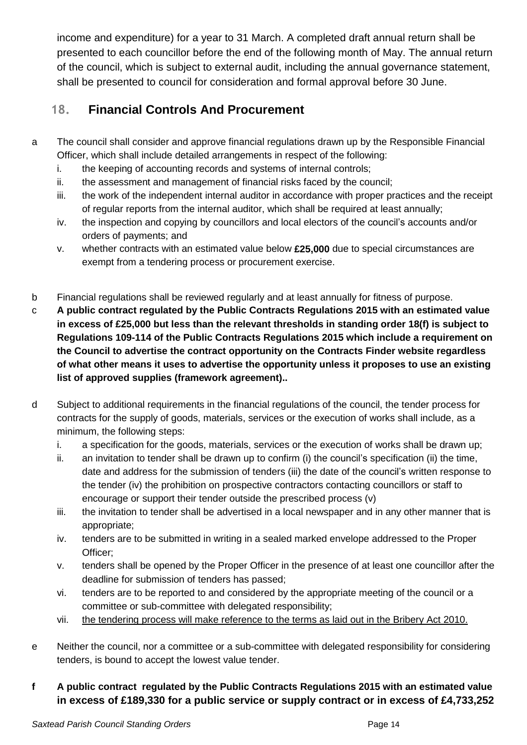income and expenditure) for a year to 31 March. A completed draft annual return shall be presented to each councillor before the end of the following month of May. The annual return of the council, which is subject to external audit, including the annual governance statement, shall be presented to council for consideration and formal approval before 30 June.

## 18. Financial Controls And Procurement

a The council shall consider and approve financial regulations drawn up by the Responsible Financial Officer, which shall include detailed arrangements in respect of the following:

   i. the keeping of accounting records and systems of internal controls;
   ii. the assessment and management of financial risks faced by the council;
   iii. the work of the independent internal auditor in accordance with proper practices and the receipt of regular reports from the internal auditor, which shall be required at least annually;
   iv. the inspection and copying by councillors and local electors of the council's accounts and/or orders of payments; and
   v. whether contracts with an estimated value below **£25,000** due to special circumstances are exempt from a tendering process or procurement exercise.

b Financial regulations shall be reviewed regularly and at least annually for fitness of purpose.

c **A public contract regulated by the Public Contracts Regulations 2015 with an estimated value in excess of £25,000 but less than the relevant thresholds in standing order 18(f) is subject to Regulations 109-114 of the Public Contracts Regulations 2015 which include a requirement on the Council to advertise the contract opportunity on the Contracts Finder website regardless of what other means it uses to advertise the opportunity unless it proposes to use an existing list of approved supplies (framework agreement)..**

d Subject to additional requirements in the financial regulations of the council, the tender process for contracts for the supply of goods, materials, services or the execution of works shall include, as a minimum, the following steps:

   i. a specification for the goods, materials, services or the execution of works shall be drawn up;
   ii. an invitation to tender shall be drawn up to confirm (i) the council's specification (ii) the time, date and address for the submission of tenders (iii) the date of the council's written response to the tender (iv) the prohibition on prospective contractors contacting councillors or staff to encourage or support their tender outside the prescribed process (v)
   iii. the invitation to tender shall be advertised in a local newspaper and in any other manner that is appropriate;
   iv. tenders are to be submitted in writing in a sealed marked envelope addressed to the Proper Officer;
   v. tenders shall be opened by the Proper Officer in the presence of at least one councillor after the deadline for submission of tenders has passed;
   vi. tenders are to be reported to and considered by the appropriate meeting of the council or a committee or sub-committee with delegated responsibility;
   vii. <u>the tendering process will make reference to the terms as laid out in the Bribery Act 2010.</u>

e Neither the council, nor a committee or a sub-committee with delegated responsibility for considering tenders, is bound to accept the lowest value tender.

**f A public contract regulated by the Public Contracts Regulations 2015 with an estimated value in excess of £189,330 for a public service or supply contract or in excess of £4,733,252**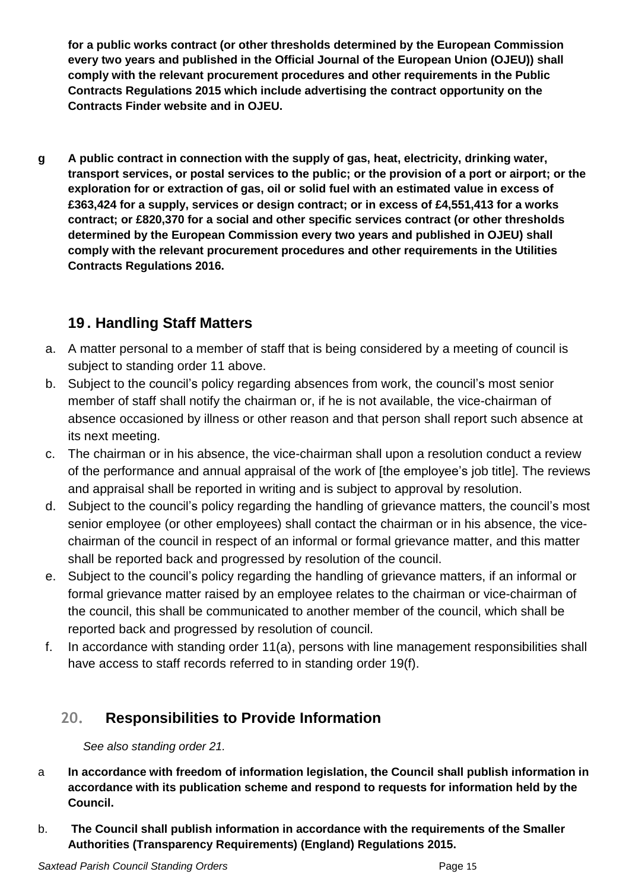**for a public works contract (or other thresholds determined by the European Commission every two years and published in the Official Journal of the European Union (OJEU)) shall comply with the relevant procurement procedures and other requirements in the Public Contracts Regulations 2015 which include advertising the contract opportunity on the Contracts Finder website and in OJEU.**

**g A public contract in connection with the supply of gas, heat, electricity, drinking water, transport services, or postal services to the public; or the provision of a port or airport; or the exploration for or extraction of gas, oil or solid fuel with an estimated value in excess of £363,424 for a supply, services or design contract; or in excess of £4,551,413 for a works contract; or £820,370 for a social and other specific services contract (or other thresholds determined by the European Commission every two years and published in OJEU) shall comply with the relevant procurement procedures and other requirements in the Utilities Contracts Regulations 2016.**

## 19. Handling Staff Matters

a. A matter personal to a member of staff that is being considered by a meeting of council is subject to standing order 11 above.
b. Subject to the council's policy regarding absences from work, the council's most senior member of staff shall notify the chairman or, if he is not available, the vice-chairman of absence occasioned by illness or other reason and that person shall report such absence at its next meeting.
c. The chairman or in his absence, the vice-chairman shall upon a resolution conduct a review of the performance and annual appraisal of the work of [the employee's job title]. The reviews and appraisal shall be reported in writing and is subject to approval by resolution.
d. Subject to the council's policy regarding the handling of grievance matters, the council's most senior employee (or other employees) shall contact the chairman or in his absence, the vice-chairman of the council in respect of an informal or formal grievance matter, and this matter shall be reported back and progressed by resolution of the council.
e. Subject to the council's policy regarding the handling of grievance matters, if an informal or formal grievance matter raised by an employee relates to the chairman or vice-chairman of the council, this shall be communicated to another member of the council, which shall be reported back and progressed by resolution of council.
f. In accordance with standing order 11(a), persons with line management responsibilities shall have access to staff records referred to in standing order 19(f).

## 20. Responsibilities to Provide Information

*See also standing order 21.*

a **In accordance with freedom of information legislation, the Council shall publish information in accordance with its publication scheme and respond to requests for information held by the Council.**

b. **The Council shall publish information in accordance with the requirements of the Smaller Authorities (Transparency Requirements) (England) Regulations 2015.**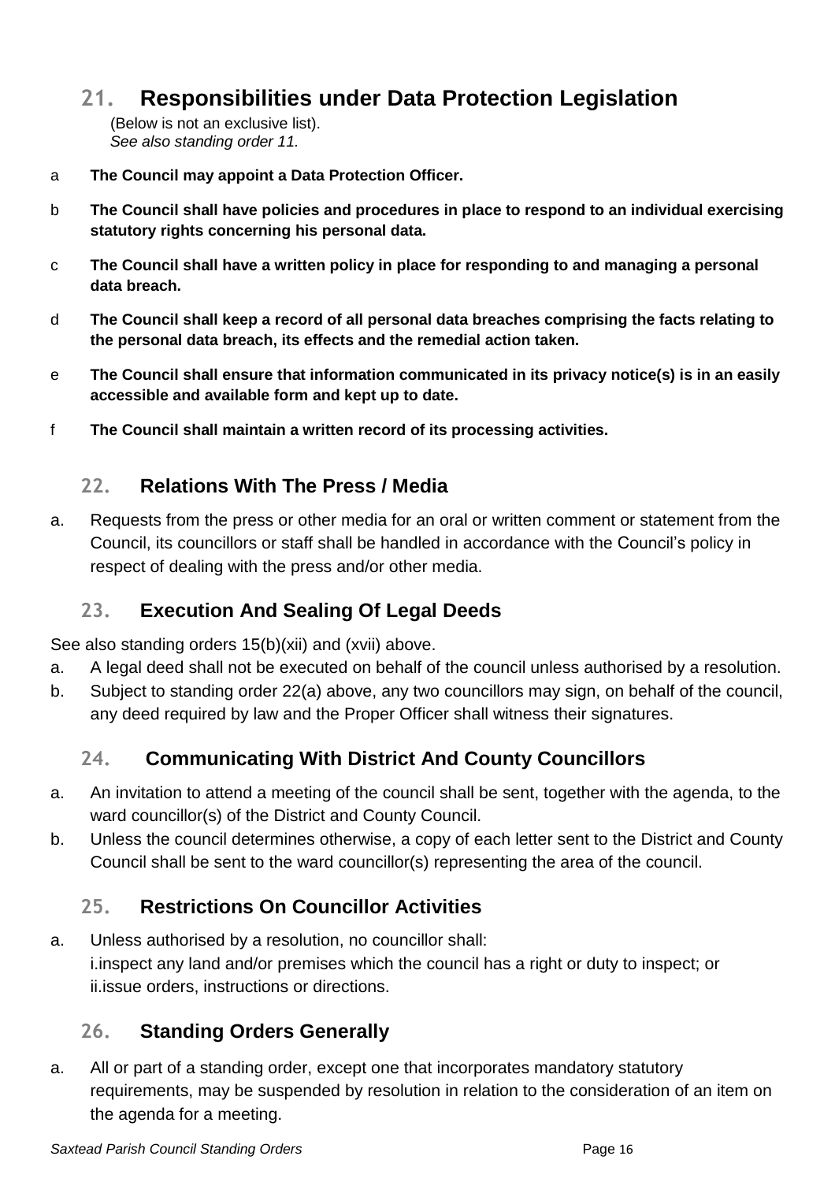## 21. Responsibilities under Data Protection Legislation

(Below is not an exclusive list).
*See also standing order 11.*

a **The Council may appoint a Data Protection Officer.**

b **The Council shall have policies and procedures in place to respond to an individual exercising statutory rights concerning his personal data.**

c **The Council shall have a written policy in place for responding to and managing a personal data breach.**

d **The Council shall keep a record of all personal data breaches comprising the facts relating to the personal data breach, its effects and the remedial action taken.**

e **The Council shall ensure that information communicated in its privacy notice(s) is in an easily accessible and available form and kept up to date.**

f **The Council shall maintain a written record of its processing activities.**

## 22. Relations With The Press / Media

a. Requests from the press or other media for an oral or written comment or statement from the Council, its councillors or staff shall be handled in accordance with the Council's policy in respect of dealing with the press and/or other media.

## 23. Execution And Sealing Of Legal Deeds

See also standing orders 15(b)(xii) and (xvii) above.

a. A legal deed shall not be executed on behalf of the council unless authorised by a resolution.

b. Subject to standing order 22(a) above, any two councillors may sign, on behalf of the council, any deed required by law and the Proper Officer shall witness their signatures.

## 24. Communicating With District And County Councillors

a. An invitation to attend a meeting of the council shall be sent, together with the agenda, to the ward councillor(s) of the District and County Council.

b. Unless the council determines otherwise, a copy of each letter sent to the District and County Council shall be sent to the ward councillor(s) representing the area of the council.

## 25. Restrictions On Councillor Activities

a. Unless authorised by a resolution, no councillor shall:
   i. inspect any land and/or premises which the council has a right or duty to inspect; or
   ii. issue orders, instructions or directions.

## 26. Standing Orders Generally

a. All or part of a standing order, except one that incorporates mandatory statutory requirements, may be suspended by resolution in relation to the consideration of an item on the agenda for a meeting.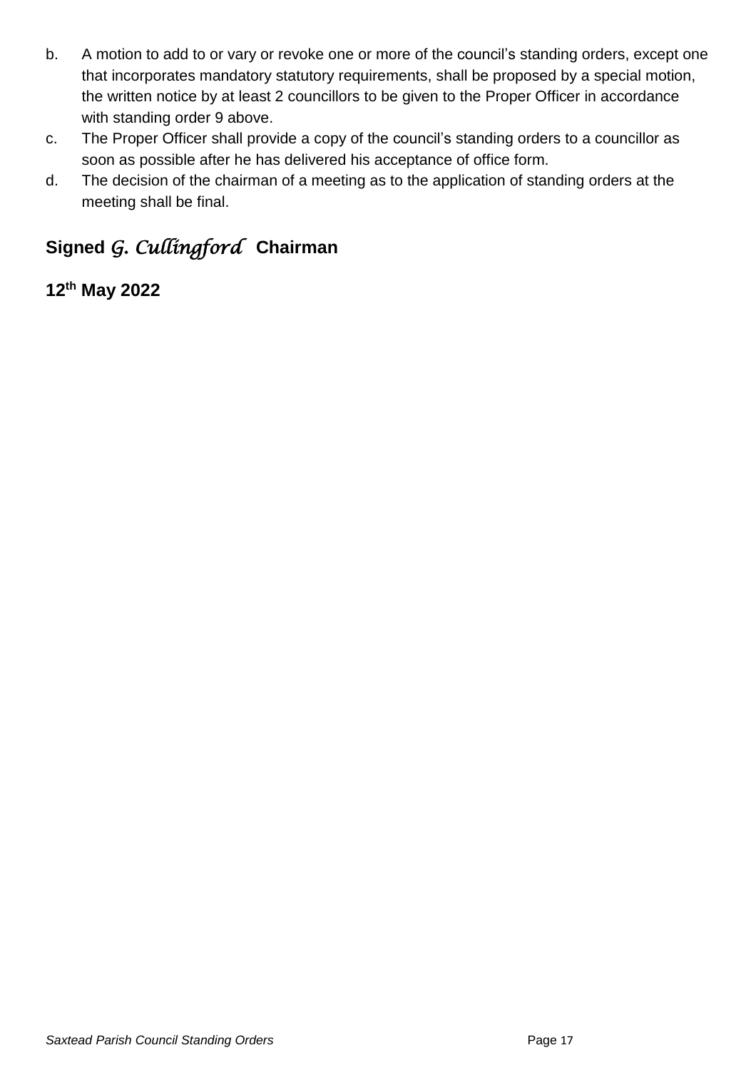b. A motion to add to or vary or revoke one or more of the council's standing orders, except one that incorporates mandatory statutory requirements, shall be proposed by a special motion, the written notice by at least 2 councillors to be given to the Proper Officer in accordance with standing order 9 above.
c. The Proper Officer shall provide a copy of the council's standing orders to a councillor as soon as possible after he has delivered his acceptance of office form.
d. The decision of the chairman of a meeting as to the application of standing orders at the meeting shall be final.

**Signed** *G. Cullingford* **Chairman**

**12th May 2022**